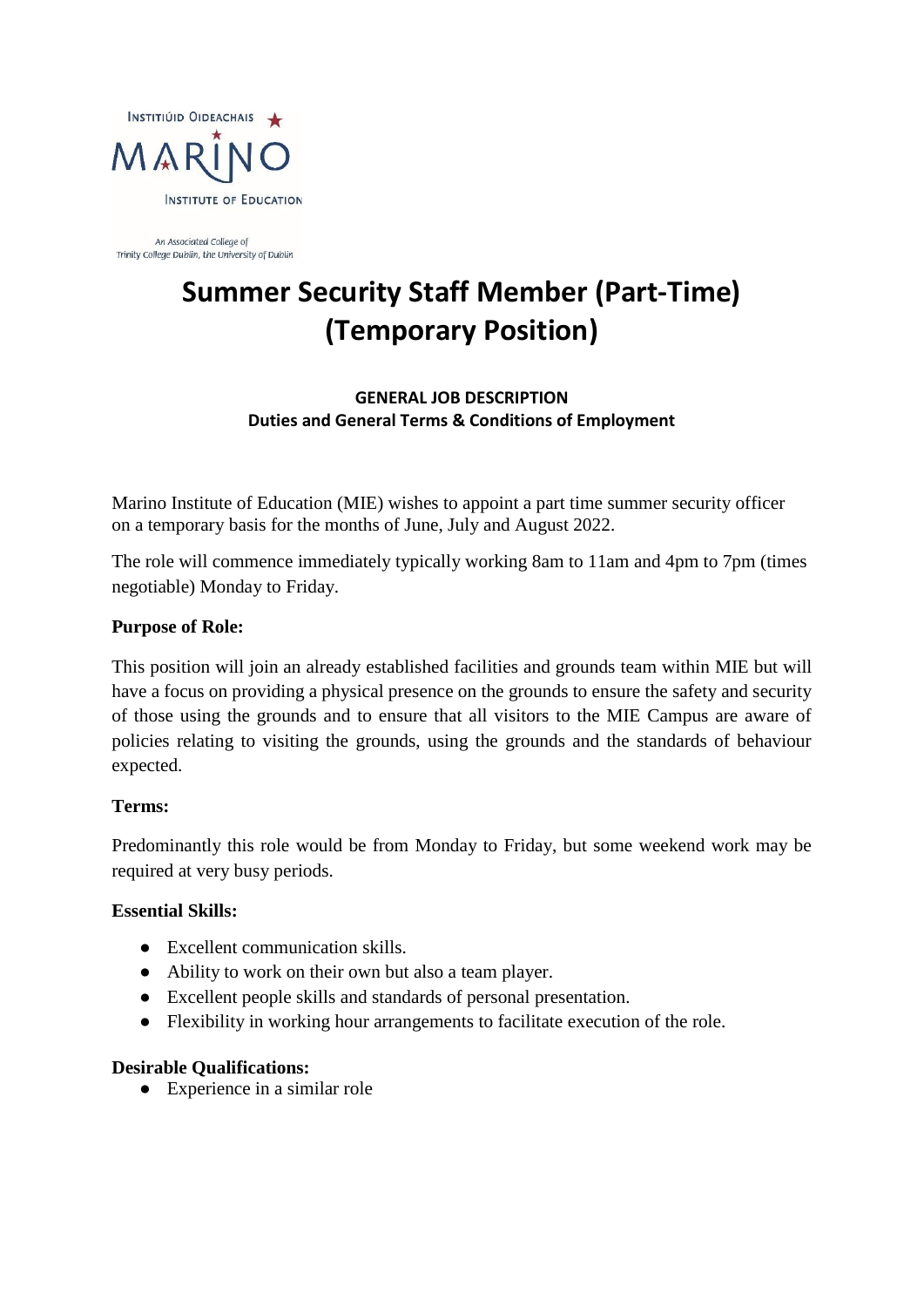INSTITIÚID OIDEACHAIS MARINO INSTITUTE OF EDUCATION

*An Associated College of Trinity College Dublin, the University of Dublin*

# Summer Security Staff Member (Part-Time) (Temporary Position)

**GENERAL JOB DESCRIPTION**
**Duties and General Terms & Conditions of Employment**

Marino Institute of Education (MIE) wishes to appoint a part time summer security officer on a temporary basis for the months of June, July and August 2022.

The role will commence immediately typically working 8am to 11am and 4pm to 7pm (times negotiable) Monday to Friday.

**Purpose of Role:**

This position will join an already established facilities and grounds team within MIE but will have a focus on providing a physical presence on the grounds to ensure the safety and security of those using the grounds and to ensure that all visitors to the MIE Campus are aware of policies relating to visiting the grounds, using the grounds and the standards of behaviour expected.

**Terms:**

Predominantly this role would be from Monday to Friday, but some weekend work may be required at very busy periods.

**Essential Skills:**

- Excellent communication skills.
- Ability to work on their own but also a team player.
- Excellent people skills and standards of personal presentation.
- Flexibility in working hour arrangements to facilitate execution of the role.

**Desirable Qualifications:**

- Experience in a similar role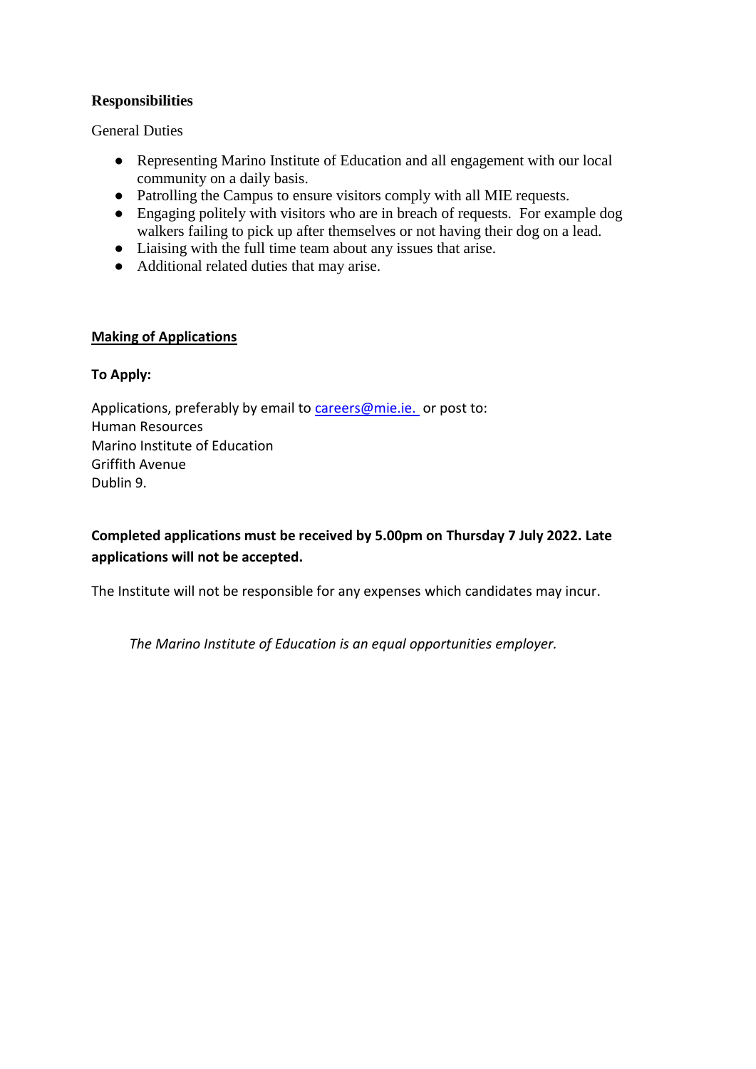### Responsibilities

General Duties

- Representing Marino Institute of Education and all engagement with our local community on a daily basis.
- Patrolling the Campus to ensure visitors comply with all MIE requests.
- Engaging politely with visitors who are in breach of requests. For example dog walkers failing to pick up after themselves or not having their dog on a lead.
- Liaising with the full time team about any issues that arise.
- Additional related duties that may arise.

### Making of Applications

**To Apply:**

Applications, preferably by email to careers@mie.ie. or post to:
Human Resources
Marino Institute of Education
Griffith Avenue
Dublin 9.

**Completed applications must be received by 5.00pm on Thursday 7 July 2022. Late applications will not be accepted.**

The Institute will not be responsible for any expenses which candidates may incur.

*The Marino Institute of Education is an equal opportunities employer.*